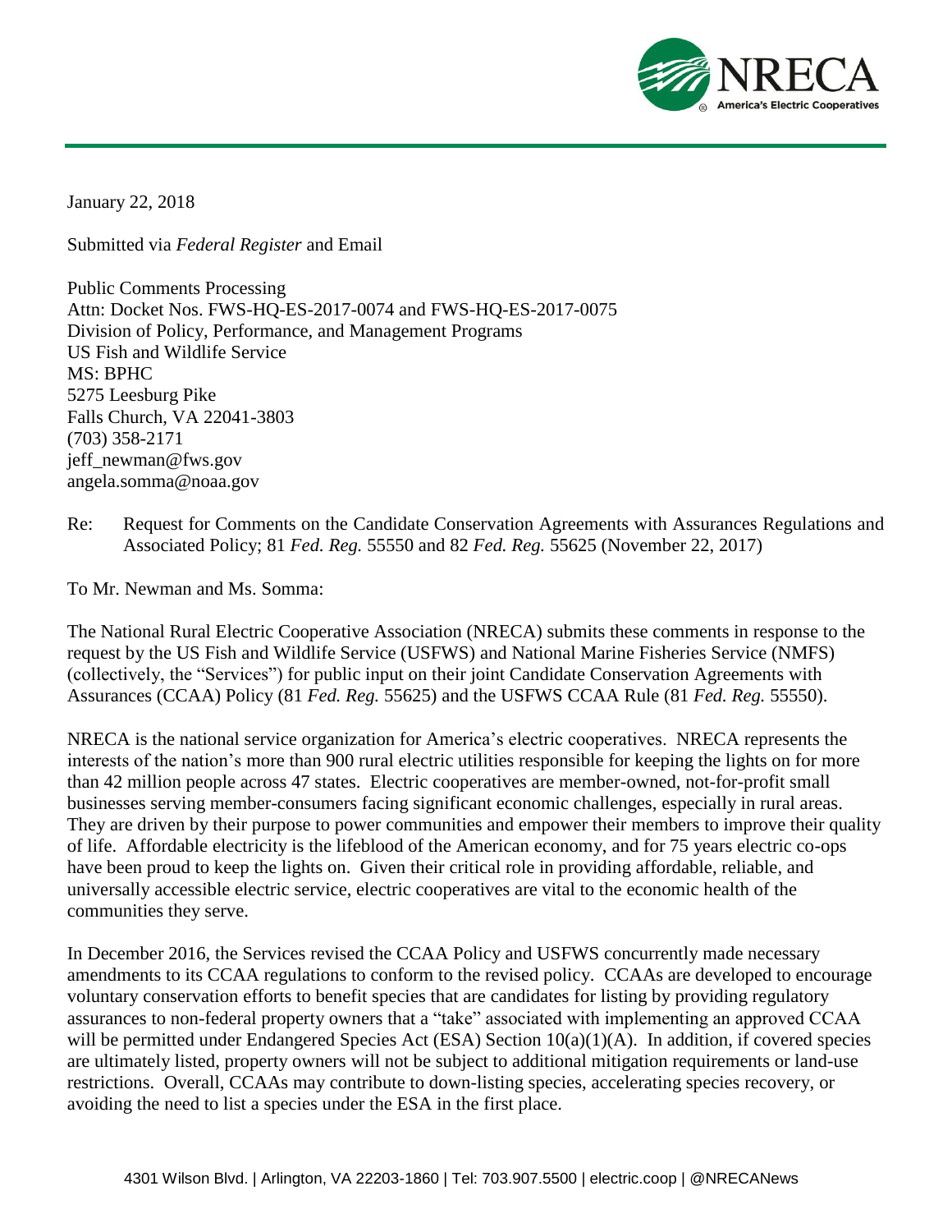January 22, 2018

Submitted via *Federal Register* and Email

Public Comments Processing
Attn: Docket Nos. FWS-HQ-ES-2017-0074 and FWS-HQ-ES-2017-0075
Division of Policy, Performance, and Management Programs
US Fish and Wildlife Service
MS: BPHC
5275 Leesburg Pike
Falls Church, VA 22041-3803
(703) 358-2171
jeff_newman@fws.gov
angela.somma@noaa.gov

Re: Request for Comments on the Candidate Conservation Agreements with Assurances Regulations and Associated Policy; 81 *Fed. Reg.* 55550 and 82 *Fed. Reg.* 55625 (November 22, 2017)

To Mr. Newman and Ms. Somma:

The National Rural Electric Cooperative Association (NRECA) submits these comments in response to the request by the US Fish and Wildlife Service (USFWS) and National Marine Fisheries Service (NMFS) (collectively, the "Services") for public input on their joint Candidate Conservation Agreements with Assurances (CCAA) Policy (81 *Fed. Reg.* 55625) and the USFWS CCAA Rule (81 *Fed. Reg.* 55550).

NRECA is the national service organization for America's electric cooperatives. NRECA represents the interests of the nation's more than 900 rural electric utilities responsible for keeping the lights on for more than 42 million people across 47 states. Electric cooperatives are member-owned, not-for-profit small businesses serving member-consumers facing significant economic challenges, especially in rural areas. They are driven by their purpose to power communities and empower their members to improve their quality of life. Affordable electricity is the lifeblood of the American economy, and for 75 years electric co-ops have been proud to keep the lights on. Given their critical role in providing affordable, reliable, and universally accessible electric service, electric cooperatives are vital to the economic health of the communities they serve.

In December 2016, the Services revised the CCAA Policy and USFWS concurrently made necessary amendments to its CCAA regulations to conform to the revised policy. CCAAs are developed to encourage voluntary conservation efforts to benefit species that are candidates for listing by providing regulatory assurances to non-federal property owners that a "take" associated with implementing an approved CCAA will be permitted under Endangered Species Act (ESA) Section 10(a)(1)(A). In addition, if covered species are ultimately listed, property owners will not be subject to additional mitigation requirements or land-use restrictions. Overall, CCAAs may contribute to down-listing species, accelerating species recovery, or avoiding the need to list a species under the ESA in the first place.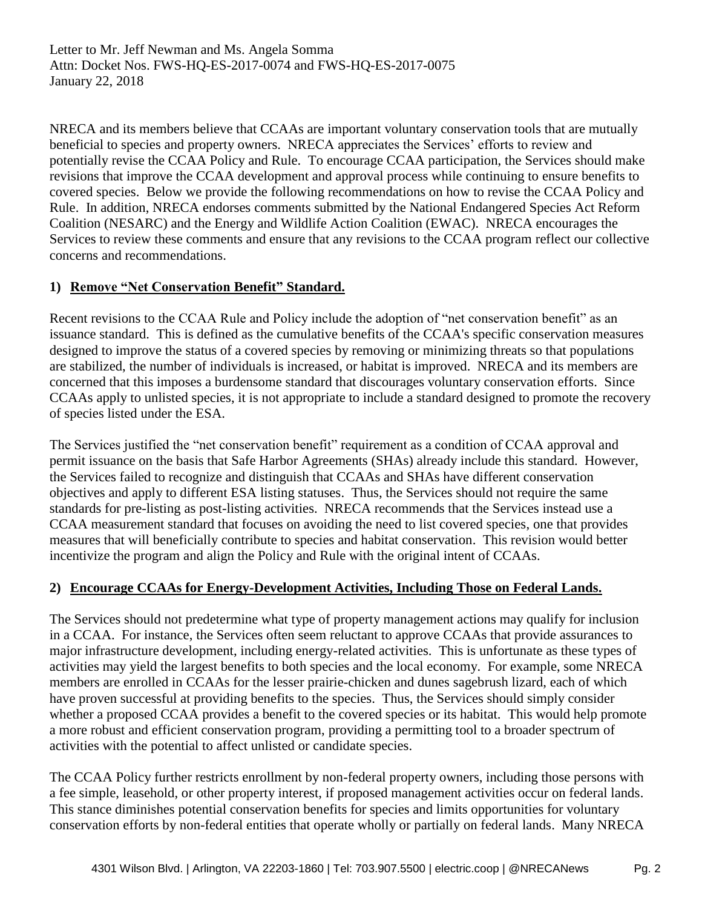NRECA and its members believe that CCAAs are important voluntary conservation tools that are mutually beneficial to species and property owners. NRECA appreciates the Services' efforts to review and potentially revise the CCAA Policy and Rule. To encourage CCAA participation, the Services should make revisions that improve the CCAA development and approval process while continuing to ensure benefits to covered species. Below we provide the following recommendations on how to revise the CCAA Policy and Rule. In addition, NRECA endorses comments submitted by the National Endangered Species Act Reform Coalition (NESARC) and the Energy and Wildlife Action Coalition (EWAC). NRECA encourages the Services to review these comments and ensure that any revisions to the CCAA program reflect our collective concerns and recommendations.

## 1) Remove "Net Conservation Benefit" Standard.

Recent revisions to the CCAA Rule and Policy include the adoption of "net conservation benefit" as an issuance standard. This is defined as the cumulative benefits of the CCAA's specific conservation measures designed to improve the status of a covered species by removing or minimizing threats so that populations are stabilized, the number of individuals is increased, or habitat is improved. NRECA and its members are concerned that this imposes a burdensome standard that discourages voluntary conservation efforts. Since CCAAs apply to unlisted species, it is not appropriate to include a standard designed to promote the recovery of species listed under the ESA.

The Services justified the "net conservation benefit" requirement as a condition of CCAA approval and permit issuance on the basis that Safe Harbor Agreements (SHAs) already include this standard. However, the Services failed to recognize and distinguish that CCAAs and SHAs have different conservation objectives and apply to different ESA listing statuses. Thus, the Services should not require the same standards for pre-listing as post-listing activities. NRECA recommends that the Services instead use a CCAA measurement standard that focuses on avoiding the need to list covered species, one that provides measures that will beneficially contribute to species and habitat conservation. This revision would better incentivize the program and align the Policy and Rule with the original intent of CCAAs.

## 2) Encourage CCAAs for Energy-Development Activities, Including Those on Federal Lands.

The Services should not predetermine what type of property management actions may qualify for inclusion in a CCAA. For instance, the Services often seem reluctant to approve CCAAs that provide assurances to major infrastructure development, including energy-related activities. This is unfortunate as these types of activities may yield the largest benefits to both species and the local economy. For example, some NRECA members are enrolled in CCAAs for the lesser prairie-chicken and dunes sagebrush lizard, each of which have proven successful at providing benefits to the species. Thus, the Services should simply consider whether a proposed CCAA provides a benefit to the covered species or its habitat. This would help promote a more robust and efficient conservation program, providing a permitting tool to a broader spectrum of activities with the potential to affect unlisted or candidate species.

The CCAA Policy further restricts enrollment by non-federal property owners, including those persons with a fee simple, leasehold, or other property interest, if proposed management activities occur on federal lands. This stance diminishes potential conservation benefits for species and limits opportunities for voluntary conservation efforts by non-federal entities that operate wholly or partially on federal lands. Many NRECA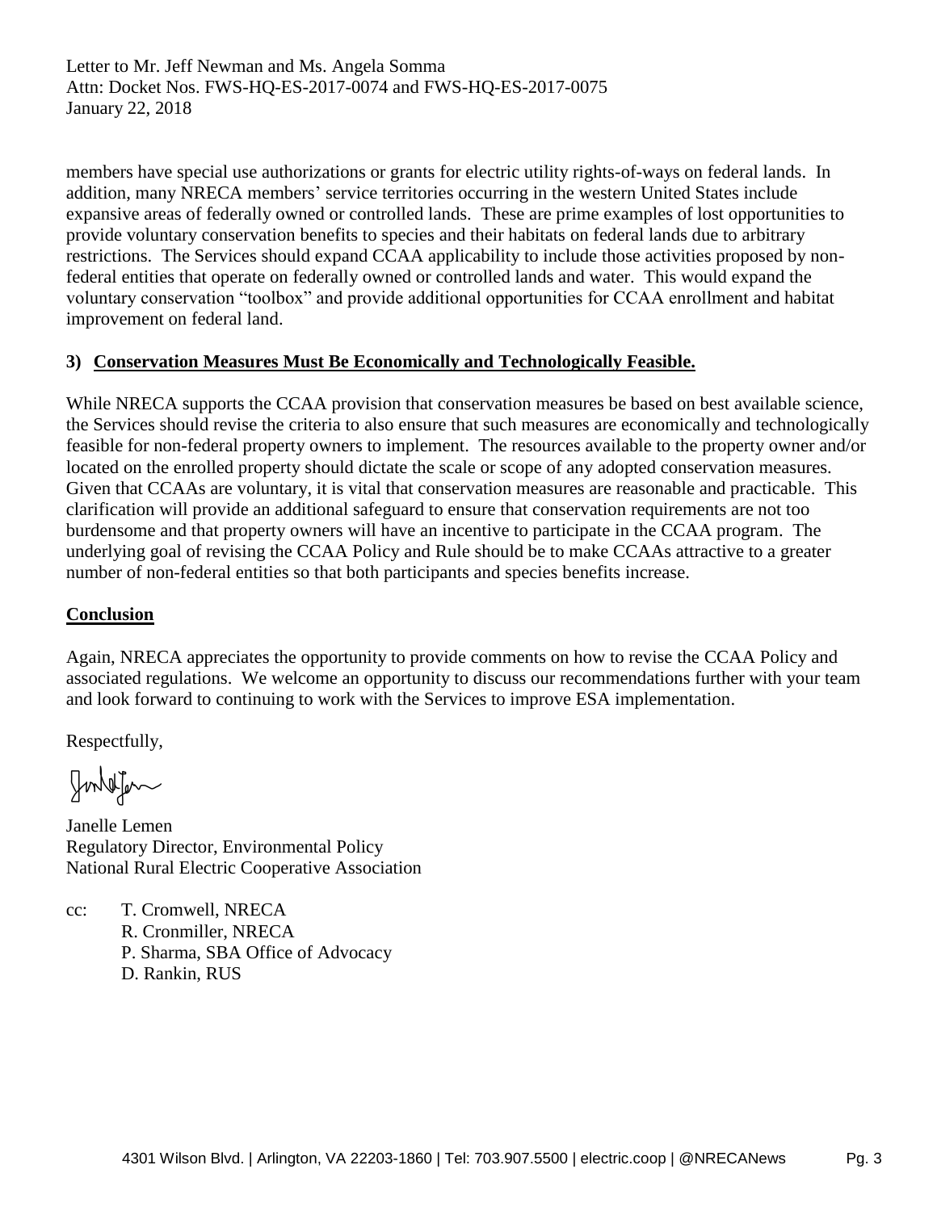members have special use authorizations or grants for electric utility rights-of-ways on federal lands. In addition, many NRECA members' service territories occurring in the western United States include expansive areas of federally owned or controlled lands. These are prime examples of lost opportunities to provide voluntary conservation benefits to species and their habitats on federal lands due to arbitrary restrictions. The Services should expand CCAA applicability to include those activities proposed by non-federal entities that operate on federally owned or controlled lands and water. This would expand the voluntary conservation "toolbox" and provide additional opportunities for CCAA enrollment and habitat improvement on federal land.

**3) Conservation Measures Must Be Economically and Technologically Feasible.**

While NRECA supports the CCAA provision that conservation measures be based on best available science, the Services should revise the criteria to also ensure that such measures are economically and technologically feasible for non-federal property owners to implement. The resources available to the property owner and/or located on the enrolled property should dictate the scale or scope of any adopted conservation measures. Given that CCAAs are voluntary, it is vital that conservation measures are reasonable and practicable. This clarification will provide an additional safeguard to ensure that conservation requirements are not too burdensome and that property owners will have an incentive to participate in the CCAA program. The underlying goal of revising the CCAA Policy and Rule should be to make CCAAs attractive to a greater number of non-federal entities so that both participants and species benefits increase.

**Conclusion**

Again, NRECA appreciates the opportunity to provide comments on how to revise the CCAA Policy and associated regulations. We welcome an opportunity to discuss our recommendations further with your team and look forward to continuing to work with the Services to improve ESA implementation.

Respectfully,

Janelle Lemen
Regulatory Director, Environmental Policy
National Rural Electric Cooperative Association

cc: T. Cromwell, NRECA
R. Cronmiller, NRECA
P. Sharma, SBA Office of Advocacy
D. Rankin, RUS